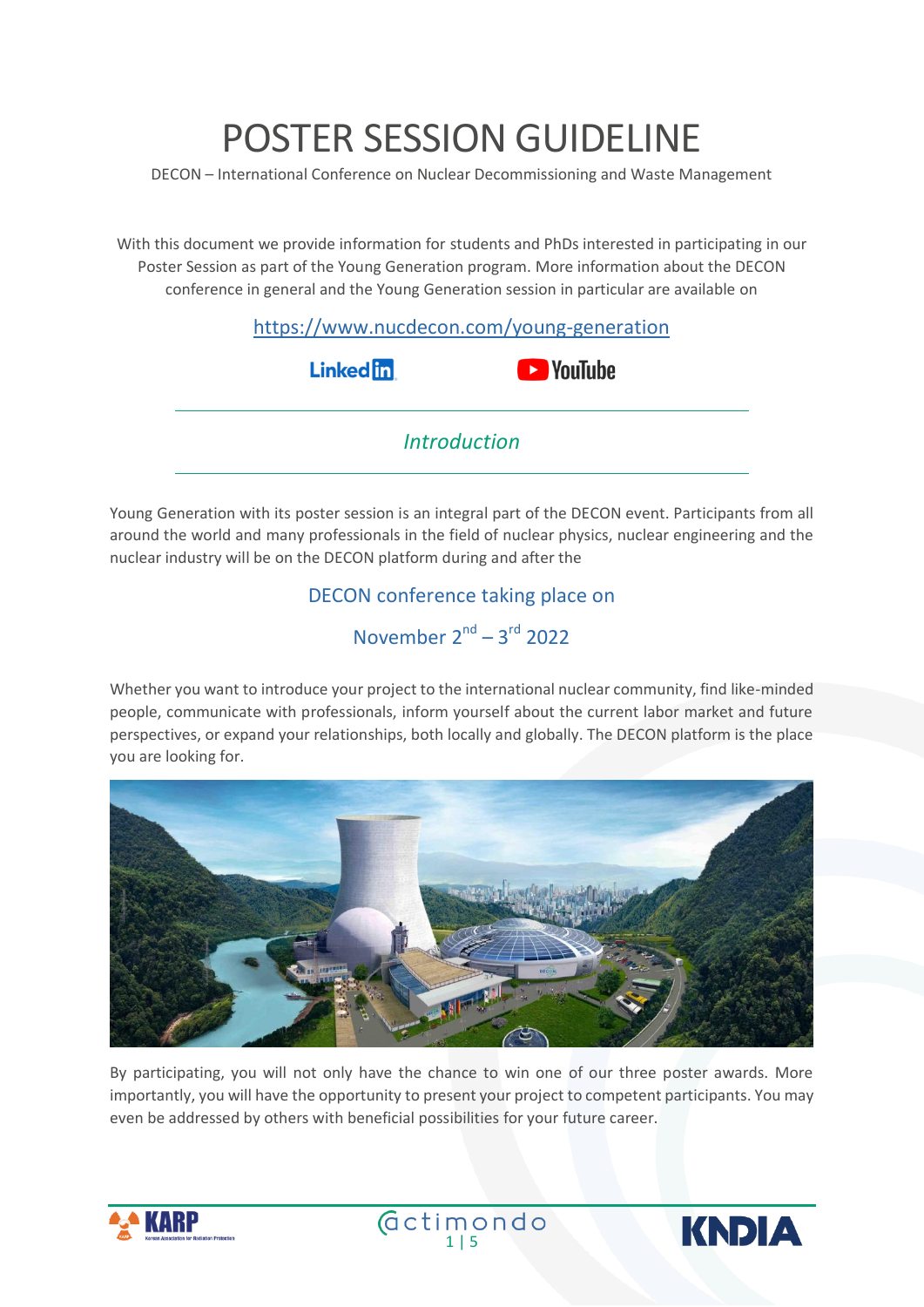# POSTER SESSION GUIDELINE

DECON – International Conference on Nuclear Decommissioning and Waste Management

With this document we provide information for students and PhDs interested in participating in our Poster Session as part of the Young Generation program. More information about the DECON conference in general and the Young Generation session in particular are available on

https://www.nucdecon.com/young-generation

LinkedIn YouTube

## *Introduction*

Young Generation with its poster session is an integral part of the DECON event. Participants from all around the world and many professionals in the field of nuclear physics, nuclear engineering and the nuclear industry will be on the DECON platform during and after the

DECON conference taking place on

November 2nd – 3rd 2022

Whether you want to introduce your project to the international nuclear community, find like-minded people, communicate with professionals, inform yourself about the current labor market and future perspectives, or expand your relationships, both locally and globally. The DECON platform is the place you are looking for.

By participating, you will not only have the chance to win one of our three poster awards. More importantly, you will have the opportunity to present your project to competent participants. You may even be addressed by others with beneficial possibilities for your future career.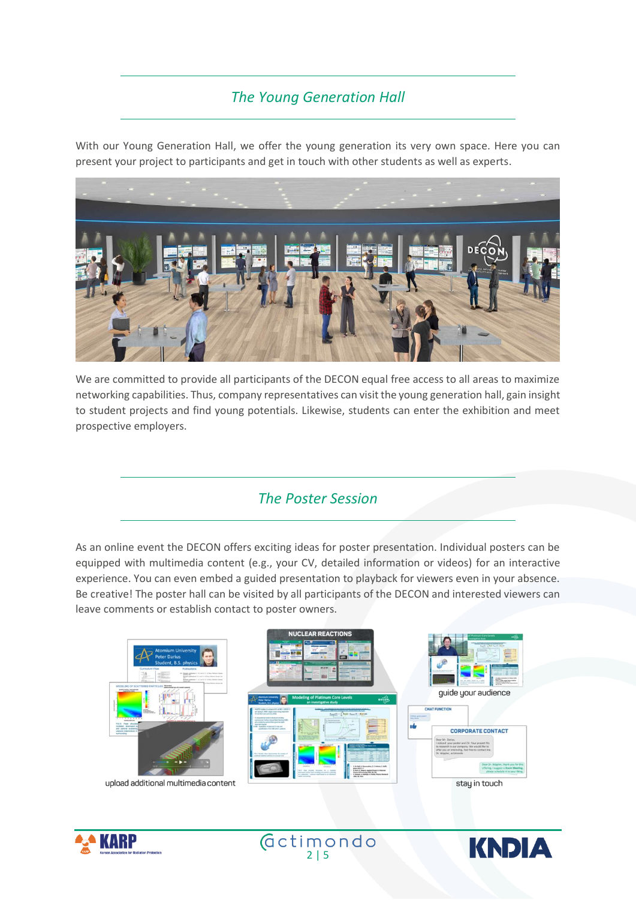## *The Young Generation Hall*

With our Young Generation Hall, we offer the young generation its very own space. Here you can present your project to participants and get in touch with other students as well as experts.

We are committed to provide all participants of the DECON equal free access to all areas to maximize networking capabilities. Thus, company representatives can visit the young generation hall, gain insight to student projects and find young potentials. Likewise, students can enter the exhibition and meet prospective employers.

## *The Poster Session*

As an online event the DECON offers exciting ideas for poster presentation. Individual posters can be equipped with multimedia content (e.g., your CV, detailed information or videos) for an interactive experience. You can even embed a guided presentation to playback for viewers even in your absence. Be creative! The poster hall can be visited by all participants of the DECON and interested viewers can leave comments or establish contact to poster owners.

upload additional multimedia content

guide your audience

stay in touch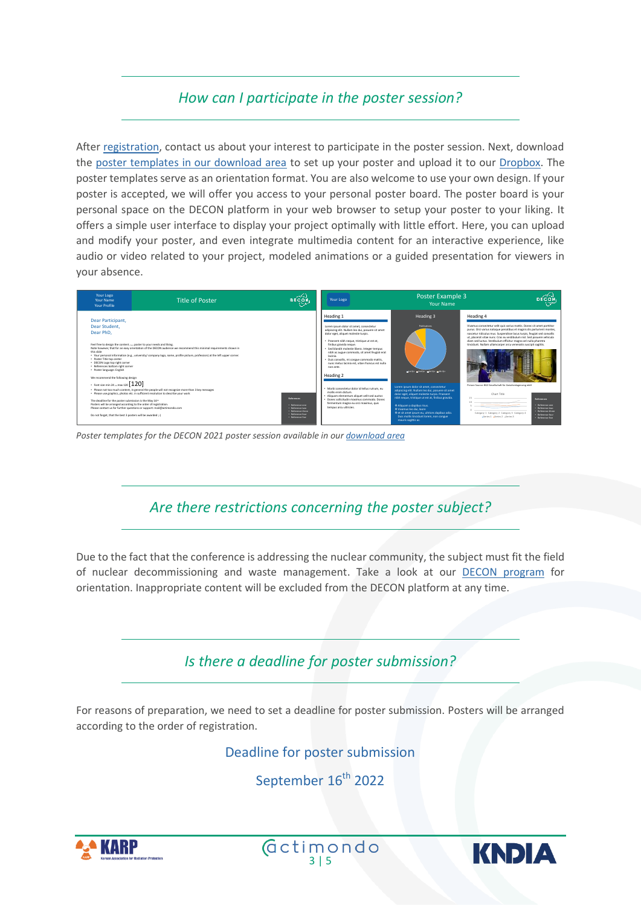## *How can I participate in the poster session?*

After registration, contact us about your interest to participate in the poster session. Next, download the poster templates in our download area to set up your poster and upload it to our Dropbox. The poster templates serve as an orientation format. You are also welcome to use your own design. If your poster is accepted, we will offer you access to your personal poster board. The poster board is your personal space on the DECON platform in your web browser to setup your poster to your liking. It offers a simple user interface to display your project optimally with little effort. Here, you can upload and modify your poster, and even integrate multimedia content for an interactive experience, like audio or video related to your project, modeled animations or a guided presentation for viewers in your absence.

*Poster templates for the DECON 2021 poster session available in our download area*

## *Are there restrictions concerning the poster subject?*

Due to the fact that the conference is addressing the nuclear community, the subject must fit the field of nuclear decommissioning and waste management. Take a look at our DECON program for orientation. Inappropriate content will be excluded from the DECON platform at any time.

## *Is there a deadline for poster submission?*

For reasons of preparation, we need to set a deadline for poster submission. Posters will be arranged according to the order of registration.

Deadline for poster submission

September 16th 2022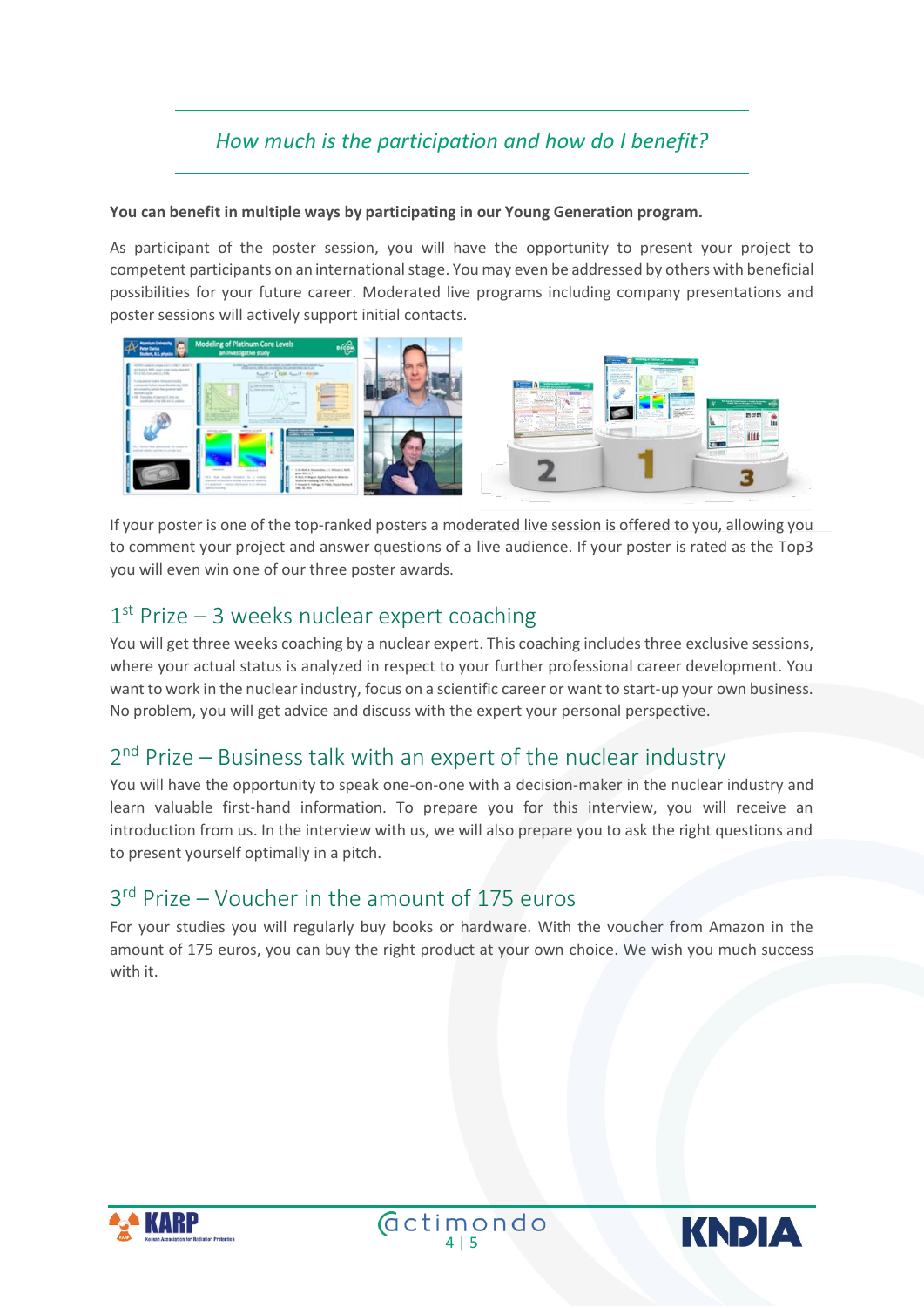## *How much is the participation and how do I benefit?*

**You can benefit in multiple ways by participating in our Young Generation program.**

As participant of the poster session, you will have the opportunity to present your project to competent participants on an international stage. You may even be addressed by others with beneficial possibilities for your future career. Moderated live programs including company presentations and poster sessions will actively support initial contacts.

If your poster is one of the top-ranked posters a moderated live session is offered to you, allowing you to comment your project and answer questions of a live audience. If your poster is rated as the Top3 you will even win one of our three poster awards.

## 1st Prize – 3 weeks nuclear expert coaching

You will get three weeks coaching by a nuclear expert. This coaching includes three exclusive sessions, where your actual status is analyzed in respect to your further professional career development. You want to work in the nuclear industry, focus on a scientific career or want to start-up your own business. No problem, you will get advice and discuss with the expert your personal perspective.

## 2nd Prize – Business talk with an expert of the nuclear industry

You will have the opportunity to speak one-on-one with a decision-maker in the nuclear industry and learn valuable first-hand information. To prepare you for this interview, you will receive an introduction from us. In the interview with us, we will also prepare you to ask the right questions and to present yourself optimally in a pitch.

## 3rd Prize – Voucher in the amount of 175 euros

For your studies you will regularly buy books or hardware. With the voucher from Amazon in the amount of 175 euros, you can buy the right product at your own choice. We wish you much success with it.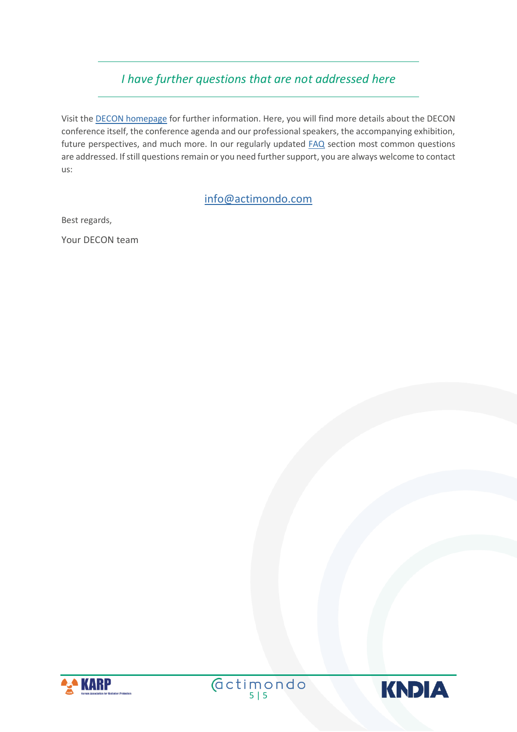## *I have further questions that are not addressed here*

Visit the [DECON homepage]() for further information. Here, you will find more details about the DECON conference itself, the conference agenda and our professional speakers, the accompanying exhibition, future perspectives, and much more. In our regularly updated [FAQ]() section most common questions are addressed. If still questions remain or you need further support, you are always welcome to contact us:

info@actimondo.com

Best regards,

Your DECON team